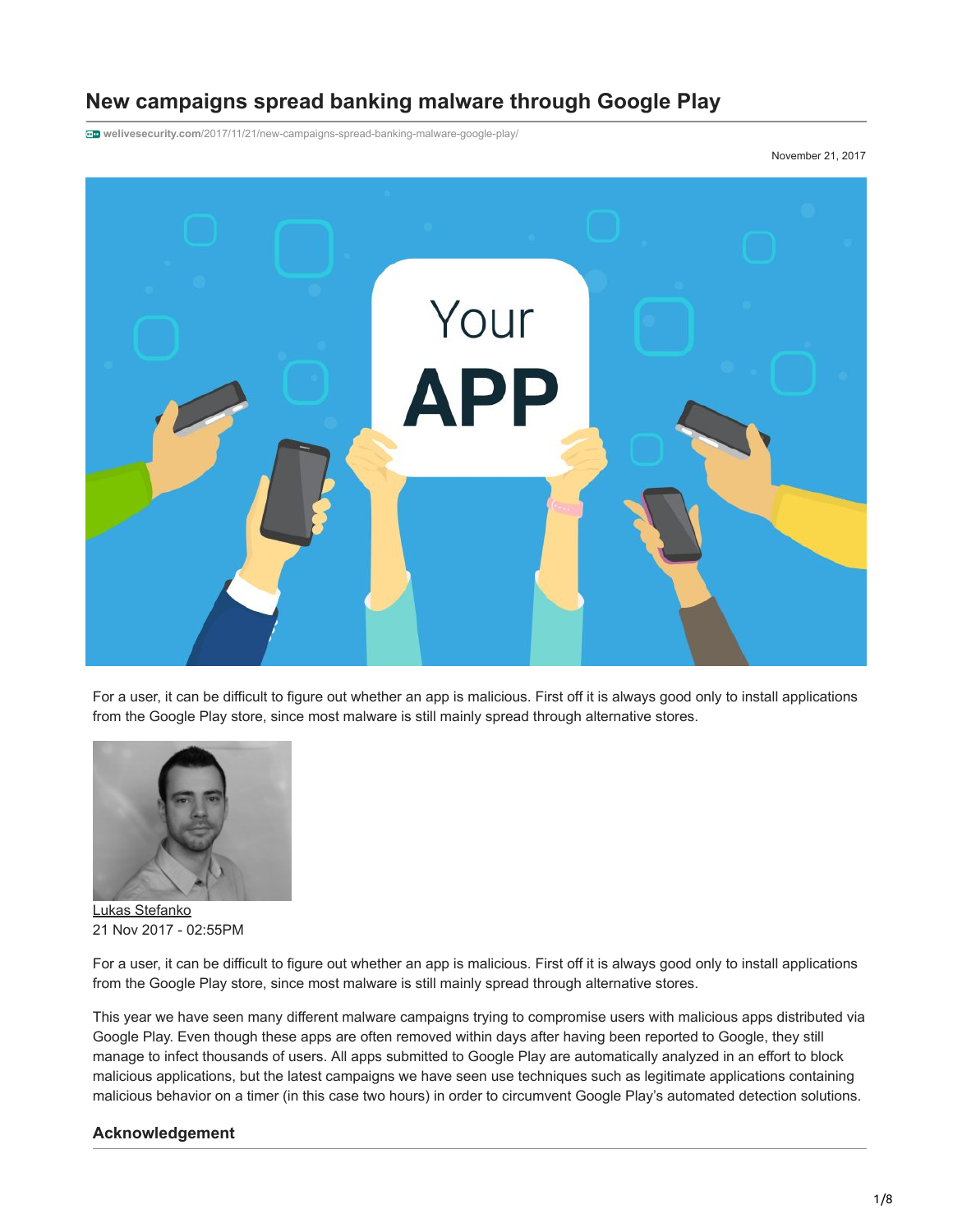# New campaigns spread banking malware through Google Play

welivesecurity.com/2017/11/21/new-campaigns-spread-banking-malware-google-play/

November 21, 2017

For a user, it can be difficult to figure out whether an app is malicious. First off it is always good only to install applications from the Google Play store, since most malware is still mainly spread through alternative stores.

Lukas Stefanko
21 Nov 2017 - 02:55PM

For a user, it can be difficult to figure out whether an app is malicious. First off it is always good only to install applications from the Google Play store, since most malware is still mainly spread through alternative stores.

This year we have seen many different malware campaigns trying to compromise users with malicious apps distributed via Google Play. Even though these apps are often removed within days after having been reported to Google, they still manage to infect thousands of users. All apps submitted to Google Play are automatically analyzed in an effort to block malicious applications, but the latest campaigns we have seen use techniques such as legitimate applications containing malicious behavior on a timer (in this case two hours) in order to circumvent Google Play's automated detection solutions.

## Acknowledgement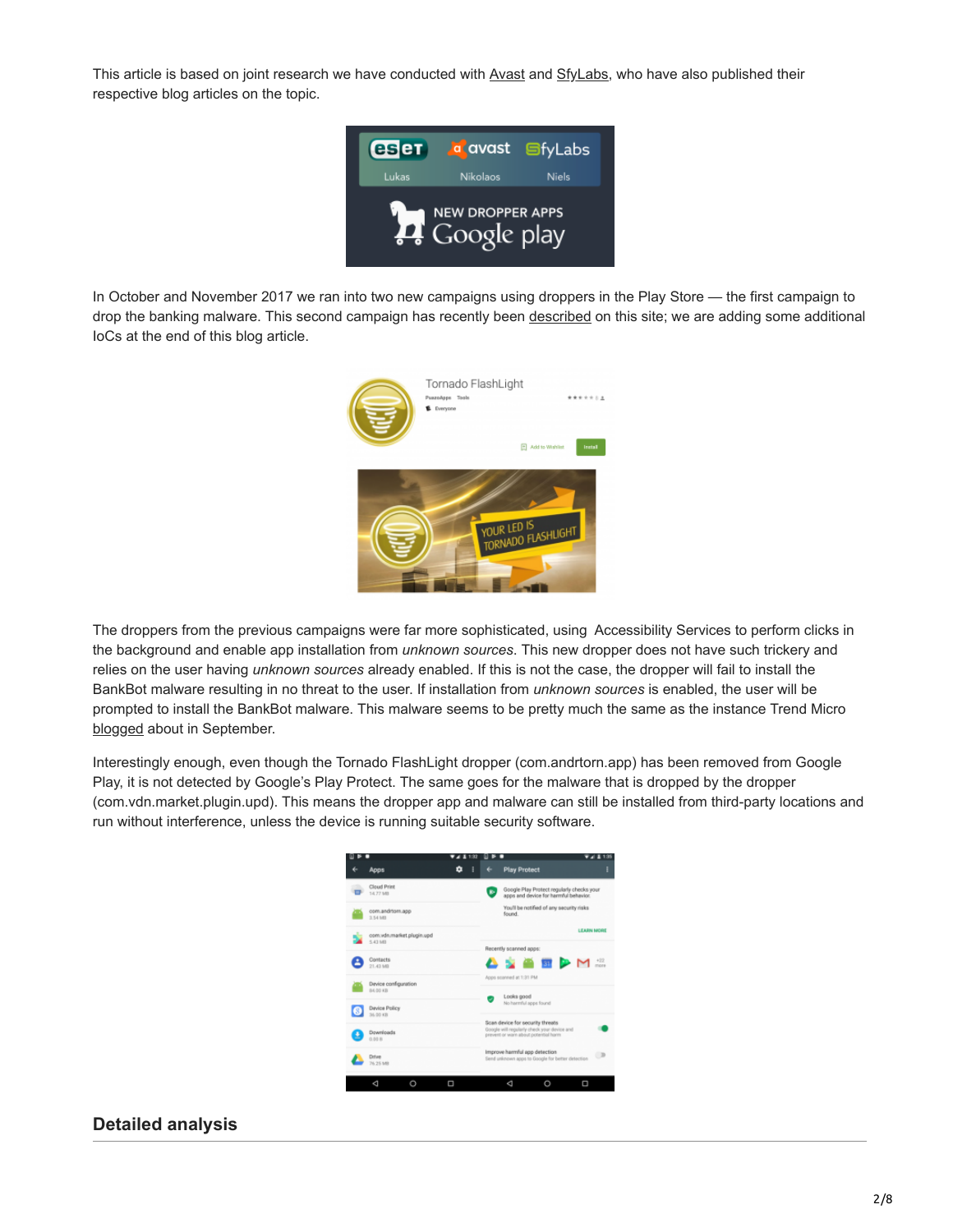This article is based on joint research we have conducted with Avast and SfyLabs, who have also published their respective blog articles on the topic.

In October and November 2017 we ran into two new campaigns using droppers in the Play Store — the first campaign to drop the banking malware. This second campaign has recently been described on this site; we are adding some additional IoCs at the end of this blog article.

The droppers from the previous campaigns were far more sophisticated, using Accessibility Services to perform clicks in the background and enable app installation from *unknown sources*. This new dropper does not have such trickery and relies on the user having *unknown sources* already enabled. If this is not the case, the dropper will fail to install the BankBot malware resulting in no threat to the user. If installation from *unknown sources* is enabled, the user will be prompted to install the BankBot malware. This malware seems to be pretty much the same as the instance Trend Micro blogged about in September.

Interestingly enough, even though the Tornado FlashLight dropper (com.andrtorn.app) has been removed from Google Play, it is not detected by Google's Play Protect. The same goes for the malware that is dropped by the dropper (com.vdn.market.plugin.upd). This means the dropper app and malware can still be installed from third-party locations and run without interference, unless the device is running suitable security software.

## Detailed analysis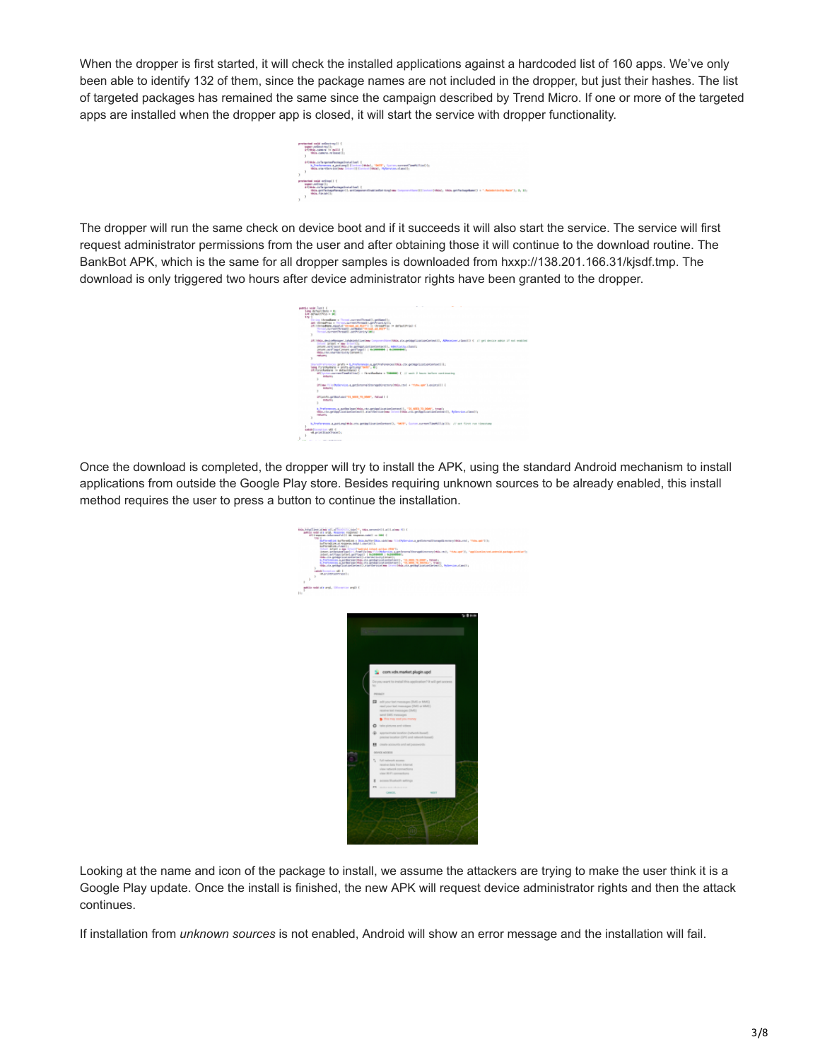When the dropper is first started, it will check the installed applications against a hardcoded list of 160 apps. We've only been able to identify 132 of them, since the package names are not included in the dropper, but just their hashes. The list of targeted packages has remained the same since the campaign described by Trend Micro. If one or more of the targeted apps are installed when the dropper app is closed, it will start the service with dropper functionality.

The dropper will run the same check on device boot and if it succeeds it will also start the service. The service will first request administrator permissions from the user and after obtaining those it will continue to the download routine. The BankBot APK, which is the same for all dropper samples is downloaded from hxxp://138.201.166.31/kjsdf.tmp. The download is only triggered two hours after device administrator rights have been granted to the dropper.

Once the download is completed, the dropper will try to install the APK, using the standard Android mechanism to install applications from outside the Google Play store. Besides requiring unknown sources to be already enabled, this install method requires the user to press a button to continue the installation.

Looking at the name and icon of the package to install, we assume the attackers are trying to make the user think it is a Google Play update. Once the install is finished, the new APK will request device administrator rights and then the attack continues.

If installation from *unknown sources* is not enabled, Android will show an error message and the installation will fail.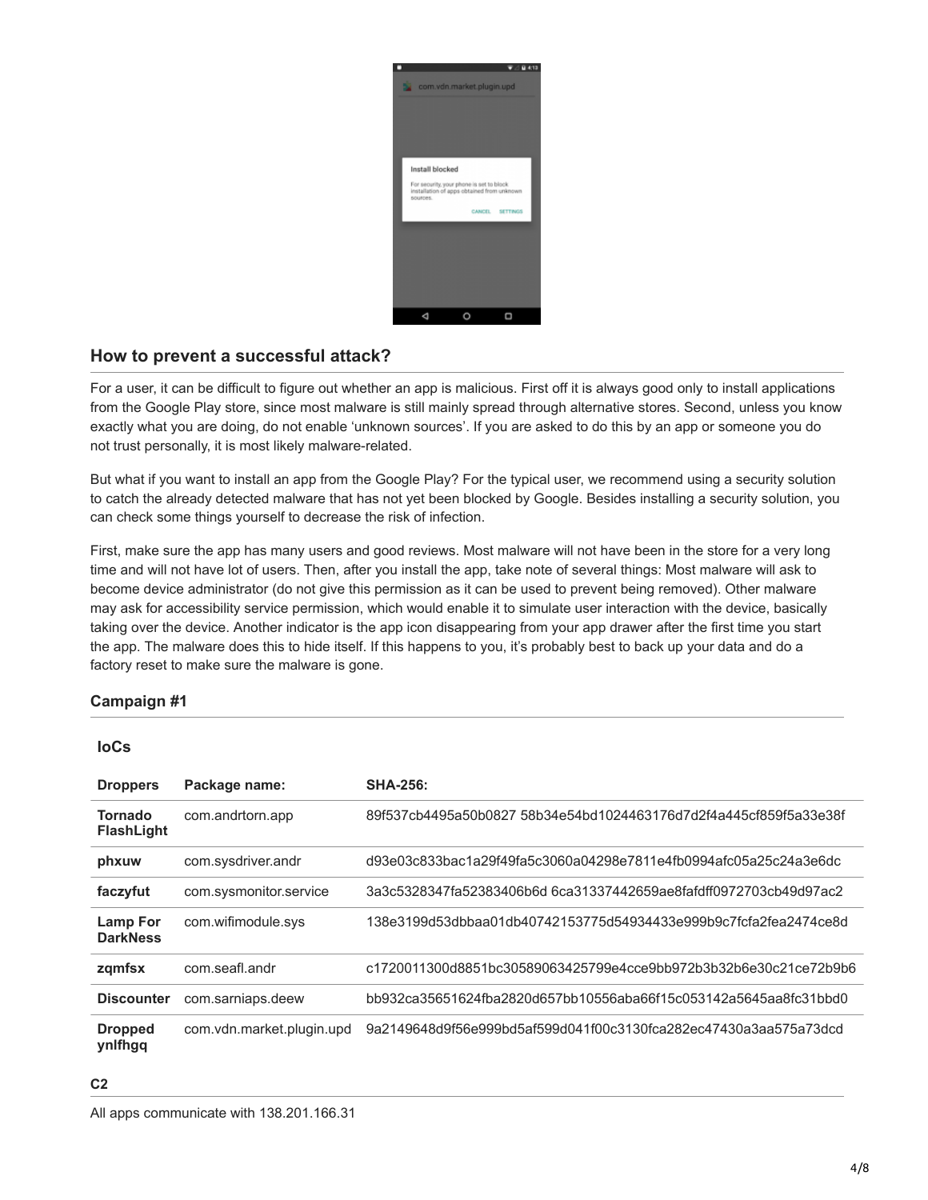## How to prevent a successful attack?

For a user, it can be difficult to figure out whether an app is malicious. First off it is always good only to install applications from the Google Play store, since most malware is still mainly spread through alternative stores. Second, unless you know exactly what you are doing, do not enable 'unknown sources'. If you are asked to do this by an app or someone you do not trust personally, it is most likely malware-related.

But what if you want to install an app from the Google Play? For the typical user, we recommend using a security solution to catch the already detected malware that has not yet been blocked by Google. Besides installing a security solution, you can check some things yourself to decrease the risk of infection.

First, make sure the app has many users and good reviews. Most malware will not have been in the store for a very long time and will not have lot of users. Then, after you install the app, take note of several things: Most malware will ask to become device administrator (do not give this permission as it can be used to prevent being removed). Other malware may ask for accessibility service permission, which would enable it to simulate user interaction with the device, basically taking over the device. Another indicator is the app icon disappearing from your app drawer after the first time you start the app. The malware does this to hide itself. If this happens to you, it's probably best to back up your data and do a factory reset to make sure the malware is gone.

### Campaign #1

#### IoCs

| Droppers | Package name: | SHA-256: |
|---|---|---|
| **Tornado FlashLight** | com.andrtorn.app | 89f537cb4495a50b0827 58b34e54bd1024463176d7d2f4a445cf859f5a33e38f |
| **phxuw** | com.sysdriver.andr | d93e03c833bac1a29f49fa5c3060a04298e7811e4fb0994afc05a25c24a3e6dc |
| **faczyfut** | com.sysmonitor.service | 3a3c5328347fa52383406b6d 6ca31337442659ae8fafdff0972703cb49d97ac2 |
| **Lamp For DarkNess** | com.wifimodule.sys | 138e3199d53dbbaa01db40742153775d54934433e999b9c7fcfa2fea2474ce8d |
| **zqmfsx** | com.seafl.andr | c1720011300d8851bc30589063425799e4cce9bb972b3b32b6e30c21ce72b9b6 |
| **Discounter** | com.sarniaps.deew | bb932ca35651624fba2820d657bb10556aba66f15c053142a5645aa8fc31bbd0 |
| **Dropped ynlfhgq** | com.vdn.market.plugin.upd | 9a2149648d9f56e999bd5af599d041f00c3130fca282ec47430a3aa575a73dcd |

#### C2

All apps communicate with 138.201.166.31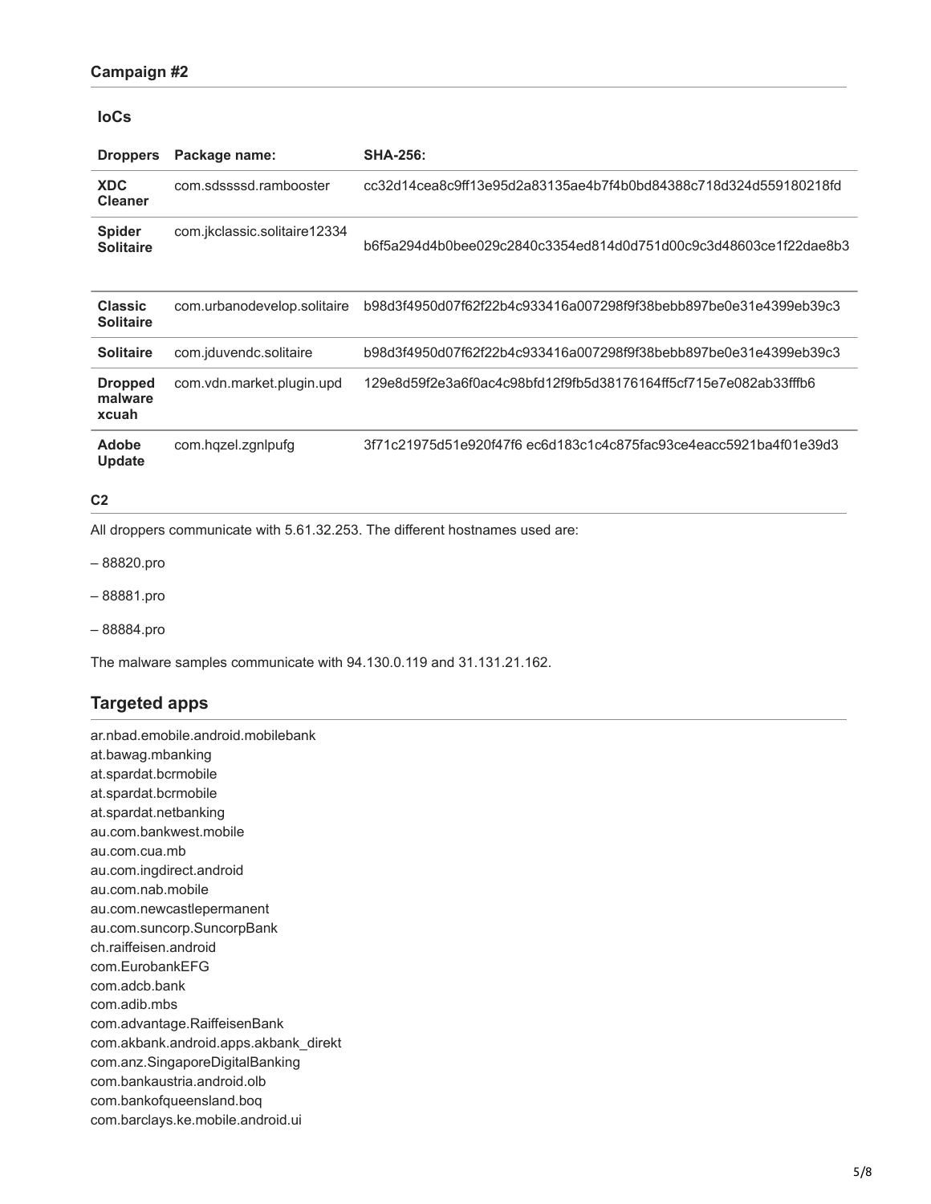### Campaign #2

#### IoCs

| Droppers | Package name: | SHA-256: |
| --- | --- | --- |
| **XDC Cleaner** | com.sdssssd.rambooster | cc32d14cea8c9ff13e95d2a83135ae4b7f4b0bd84388c718d324d559180218fd |
| **Spider Solitaire** | com.jkclassic.solitaire12334 | b6f5a294d4b0bee029c2840c3354ed814d0d751d00c9c3d48603ce1f22dae8b3 |
| **Classic Solitaire** | com.urbanodevelop.solitaire | b98d3f4950d07f62f22b4c933416a007298f9f38bebb897be0e31e4399eb39c3 |
| **Solitaire** | com.jduvendc.solitaire | b98d3f4950d07f62f22b4c933416a007298f9f38bebb897be0e31e4399eb39c3 |
| **Dropped malware xcuah** | com.vdn.market.plugin.upd | 129e8d59f2e3a6f0ac4c98bfd12f9fb5d38176164ff5cf715e7e082ab33fffb6 |
| **Adobe Update** | com.hqzel.zgnlpufg | 3f71c21975d51e920f47f6 ec6d183c1c4c875fac93ce4eacc5921ba4f01e39d3 |

#### C2

All droppers communicate with 5.61.32.253. The different hostnames used are:

– 88820.pro

– 88881.pro

– 88884.pro

The malware samples communicate with 94.130.0.119 and 31.131.21.162.

## Targeted apps

ar.nbad.emobile.android.mobilebank
at.bawag.mbanking
at.spardat.bcrmobile
at.spardat.bcrmobile
at.spardat.netbanking
au.com.bankwest.mobile
au.com.cua.mb
au.com.ingdirect.android
au.com.nab.mobile
au.com.newcastlepermanent
au.com.suncorp.SuncorpBank
ch.raiffeisen.android
com.EurobankEFG
com.adcb.bank
com.adib.mbs
com.advantage.RaiffeisenBank
com.akbank.android.apps.akbank_direkt
com.anz.SingaporeDigitalBanking
com.bankaustria.android.olb
com.bankofqueensland.boq
com.barclays.ke.mobile.android.ui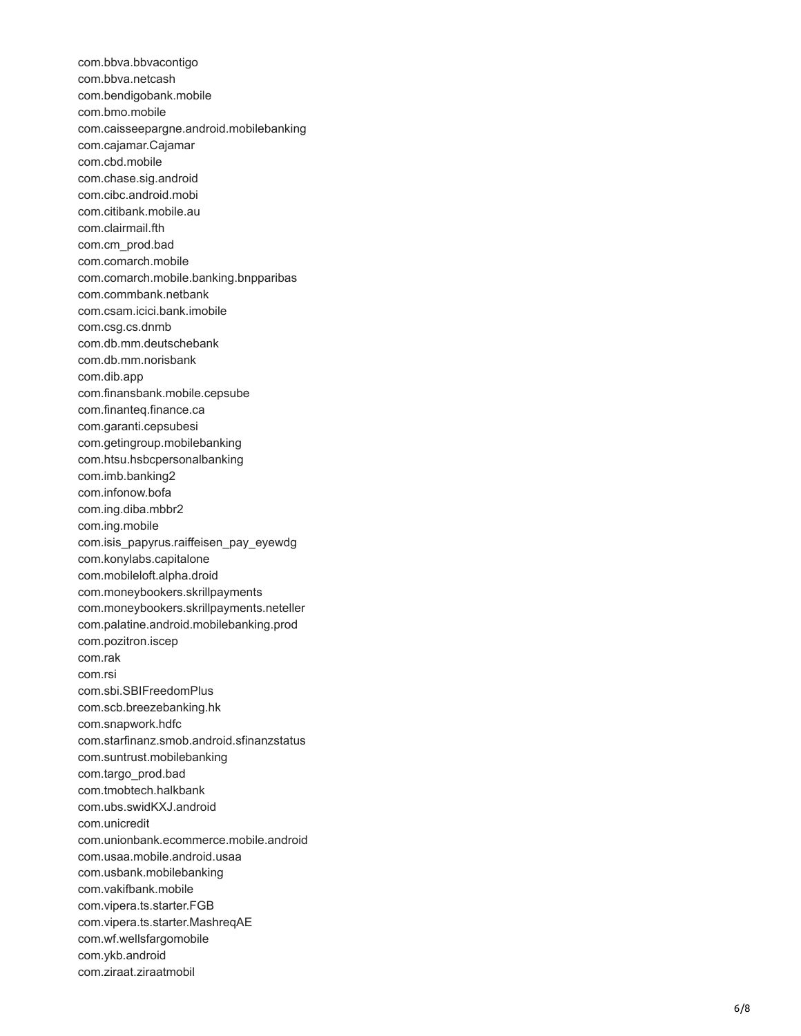com.bbva.bbvacontigo
com.bbva.netcash
com.bendigobank.mobile
com.bmo.mobile
com.caisseepargne.android.mobilebanking
com.cajamar.Cajamar
com.cbd.mobile
com.chase.sig.android
com.cibc.android.mobi
com.citibank.mobile.au
com.clairmail.fth
com.cm_prod.bad
com.comarch.mobile
com.comarch.mobile.banking.bnpparibas
com.commbank.netbank
com.csam.icici.bank.imobile
com.csg.cs.dnmb
com.db.mm.deutschebank
com.db.mm.norisbank
com.dib.app
com.finansbank.mobile.cepsube
com.finanteq.finance.ca
com.garanti.cepsubesi
com.getingroup.mobilebanking
com.htsu.hsbcpersonalbanking
com.imb.banking2
com.infonow.bofa
com.ing.diba.mbbr2
com.ing.mobile
com.isis_papyrus.raiffeisen_pay_eyewdg
com.konylabs.capitalone
com.mobileloft.alpha.droid
com.moneybookers.skrillpayments
com.moneybookers.skrillpayments.neteller
com.palatine.android.mobilebanking.prod
com.pozitron.iscep
com.rak
com.rsi
com.sbi.SBIFreedomPlus
com.scb.breezebanking.hk
com.snapwork.hdfc
com.starfinanz.smob.android.sfinanzstatus
com.suntrust.mobilebanking
com.targo_prod.bad
com.tmobtech.halkbank
com.ubs.swidKXJ.android
com.unicredit
com.unionbank.ecommerce.mobile.android
com.usaa.mobile.android.usaa
com.usbank.mobilebanking
com.vakifbank.mobile
com.vipera.ts.starter.FGB
com.vipera.ts.starter.MashreqAE
com.wf.wellsfargomobile
com.ykb.android
com.ziraat.ziraatmobil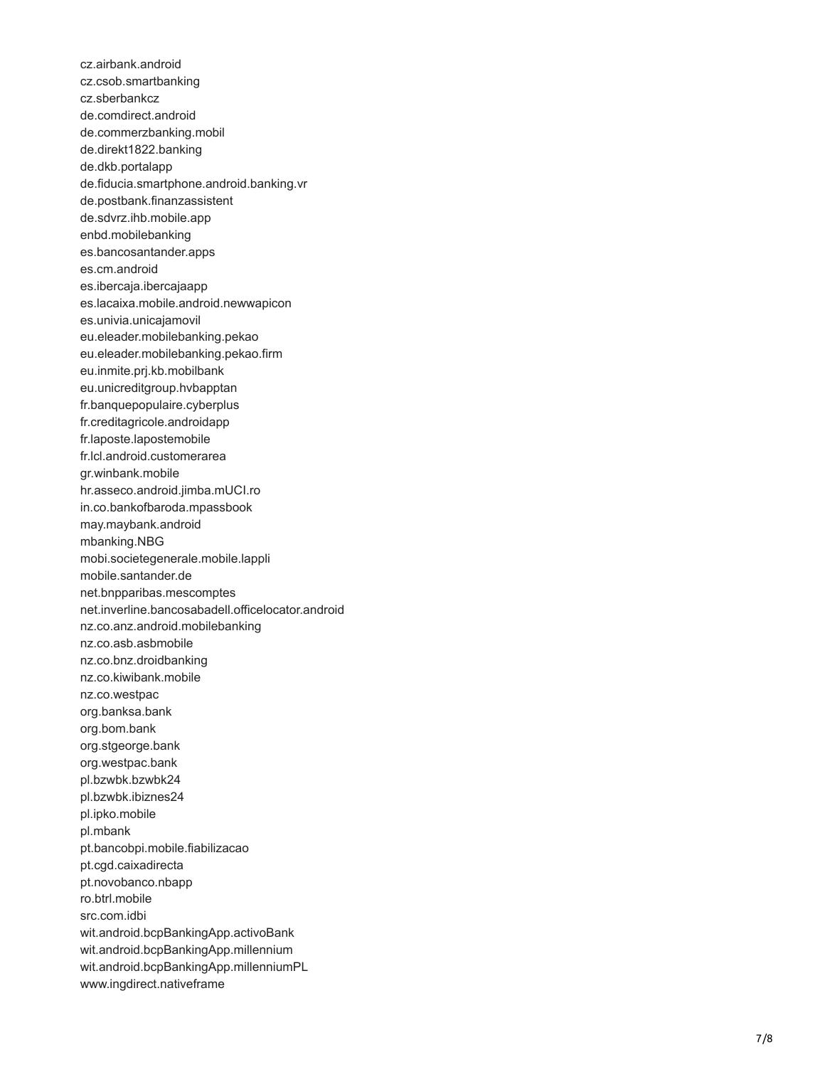cz.airbank.android
cz.csob.smartbanking
cz.sberbankcz
de.comdirect.android
de.commerzbanking.mobil
de.direkt1822.banking
de.dkb.portalapp
de.fiducia.smartphone.android.banking.vr
de.postbank.finanzassistent
de.sdvrz.ihb.mobile.app
enbd.mobilebanking
es.bancosantander.apps
es.cm.android
es.ibercaja.ibercajaapp
es.lacaixa.mobile.android.newwapicon
es.univia.unicajamovil
eu.eleader.mobilebanking.pekao
eu.eleader.mobilebanking.pekao.firm
eu.inmite.prj.kb.mobilbank
eu.unicreditgroup.hvbapptan
fr.banquepopulaire.cyberplus
fr.creditagricole.androidapp
fr.laposte.lapostemobile
fr.lcl.android.customerarea
gr.winbank.mobile
hr.asseco.android.jimba.mUCI.ro
in.co.bankofbaroda.mpassbook
may.maybank.android
mbanking.NBG
mobi.societegenerale.mobile.lappli
mobile.santander.de
net.bnpparibas.mescomptes
net.inverline.bancosabadell.officelocator.android
nz.co.anz.android.mobilebanking
nz.co.asb.asbmobile
nz.co.bnz.droidbanking
nz.co.kiwibank.mobile
nz.co.westpac
org.banksa.bank
org.bom.bank
org.stgeorge.bank
org.westpac.bank
pl.bzwbk.bzwbk24
pl.bzwbk.ibiznes24
pl.ipko.mobile
pl.mbank
pt.bancobpi.mobile.fiabilizacao
pt.cgd.caixadirecta
pt.novobanco.nbapp
ro.btrl.mobile
src.com.idbi
wit.android.bcpBankingApp.activoBank
wit.android.bcpBankingApp.millennium
wit.android.bcpBankingApp.millenniumPL
www.ingdirect.nativeframe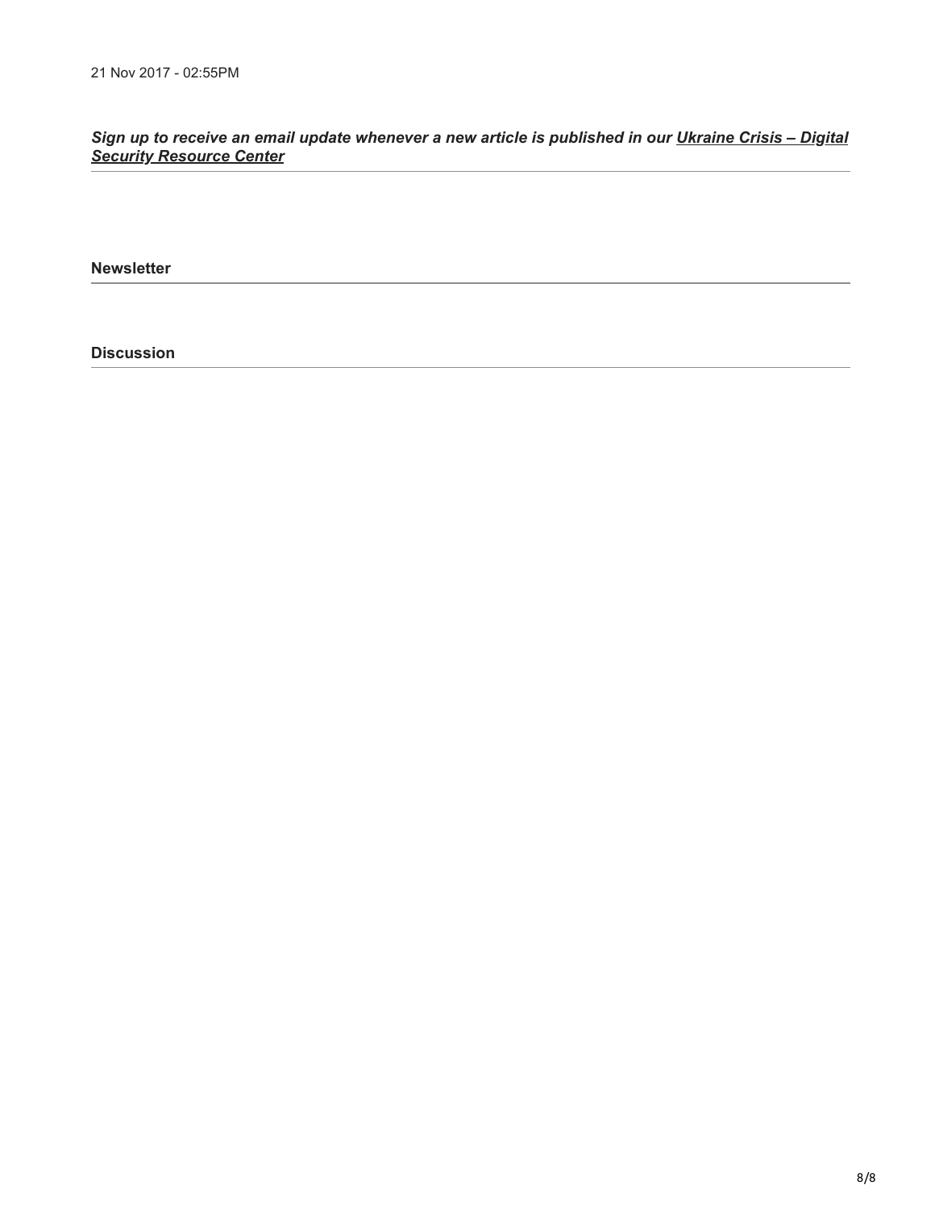21 Nov 2017 - 02:55PM

***Sign up to receive an email update whenever a new article is published in our [Ukraine Crisis – Digital Security Resource Center]***

**Newsletter**

**Discussion**